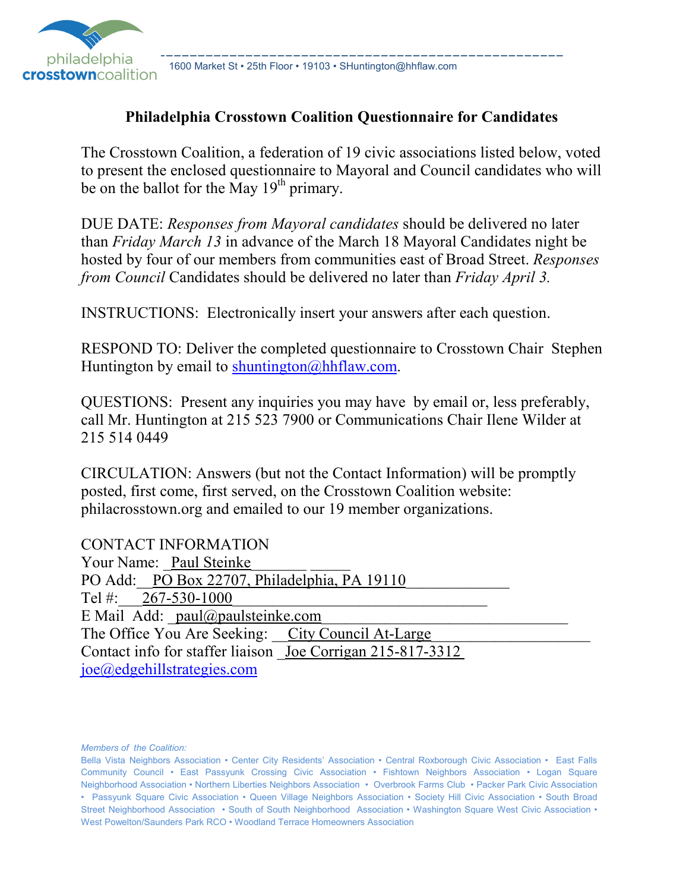philadelphia crosstowncoalition

1600 Market St • 25th Floor • 19103 • SHuntington@hhflaw.com

# Philadelphia Crosstown Coalition Questionnaire for Candidates

The Crosstown Coalition, a federation of 19 civic associations listed below, voted to present the enclosed questionnaire to Mayoral and Council candidates who will be on the ballot for the May 19th primary.

DUE DATE: *Responses from Mayoral candidates* should be delivered no later than *Friday March 13* in advance of the March 18 Mayoral Candidates night be hosted by four of our members from communities east of Broad Street. *Responses from Council* Candidates should be delivered no later than *Friday April 3.*

INSTRUCTIONS: Electronically insert your answers after each question.

RESPOND TO: Deliver the completed questionnaire to Crosstown Chair Stephen Huntington by email to shuntington@hhflaw.com.

QUESTIONS: Present any inquiries you may have by email or, less preferably, call Mr. Huntington at 215 523 7900 or Communications Chair Ilene Wilder at 215 514 0449

CIRCULATION: Answers (but not the Contact Information) will be promptly posted, first come, first served, on the Crosstown Coalition website: philacrosstown.org and emailed to our 19 member organizations.

CONTACT INFORMATION
Your Name: Paul Steinke
PO Add: PO Box 22707, Philadelphia, PA 19110
Tel #: 267-530-1000
E Mail Add: paul@paulsteinke.com
The Office You Are Seeking: City Council At-Large
Contact info for staffer liaison Joe Corrigan 215-817-3312 joe@edgehillstrategies.com

*Members of the Coalition:*
Bella Vista Neighbors Association • Center City Residents' Association • Central Roxborough Civic Association • East Falls Community Council • East Passyunk Crossing Civic Association • Fishtown Neighbors Association • Logan Square Neighborhood Association • Northern Liberties Neighbors Association • Overbrook Farms Club • Packer Park Civic Association • Passyunk Square Civic Association • Queen Village Neighbors Association • Society Hill Civic Association • South Broad Street Neighborhood Association • South of South Neighborhood Association • Washington Square West Civic Association • West Powelton/Saunders Park RCO • Woodland Terrace Homeowners Association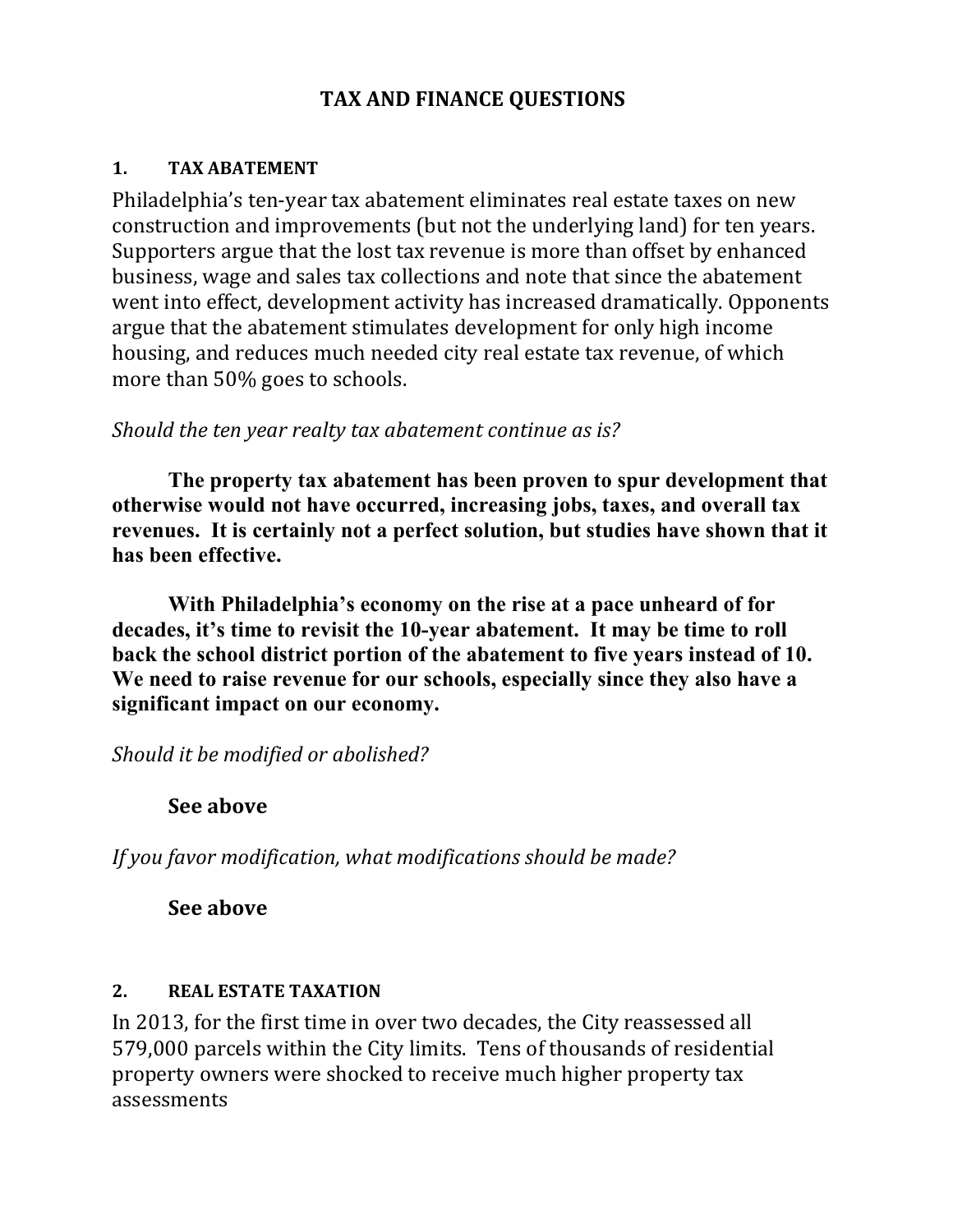# TAX AND FINANCE QUESTIONS

## 1. TAX ABATEMENT

Philadelphia's ten-year tax abatement eliminates real estate taxes on new construction and improvements (but not the underlying land) for ten years. Supporters argue that the lost tax revenue is more than offset by enhanced business, wage and sales tax collections and note that since the abatement went into effect, development activity has increased dramatically. Opponents argue that the abatement stimulates development for only high income housing, and reduces much needed city real estate tax revenue, of which more than 50% goes to schools.

*Should the ten year realty tax abatement continue as is?*

**The property tax abatement has been proven to spur development that otherwise would not have occurred, increasing jobs, taxes, and overall tax revenues. It is certainly not a perfect solution, but studies have shown that it has been effective.**

**With Philadelphia's economy on the rise at a pace unheard of for decades, it's time to revisit the 10-year abatement. It may be time to roll back the school district portion of the abatement to five years instead of 10. We need to raise revenue for our schools, especially since they also have a significant impact on our economy.**

*Should it be modified or abolished?*

**See above**

*If you favor modification, what modifications should be made?*

**See above**

## 2. REAL ESTATE TAXATION

In 2013, for the first time in over two decades, the City reassessed all 579,000 parcels within the City limits. Tens of thousands of residential property owners were shocked to receive much higher property tax assessments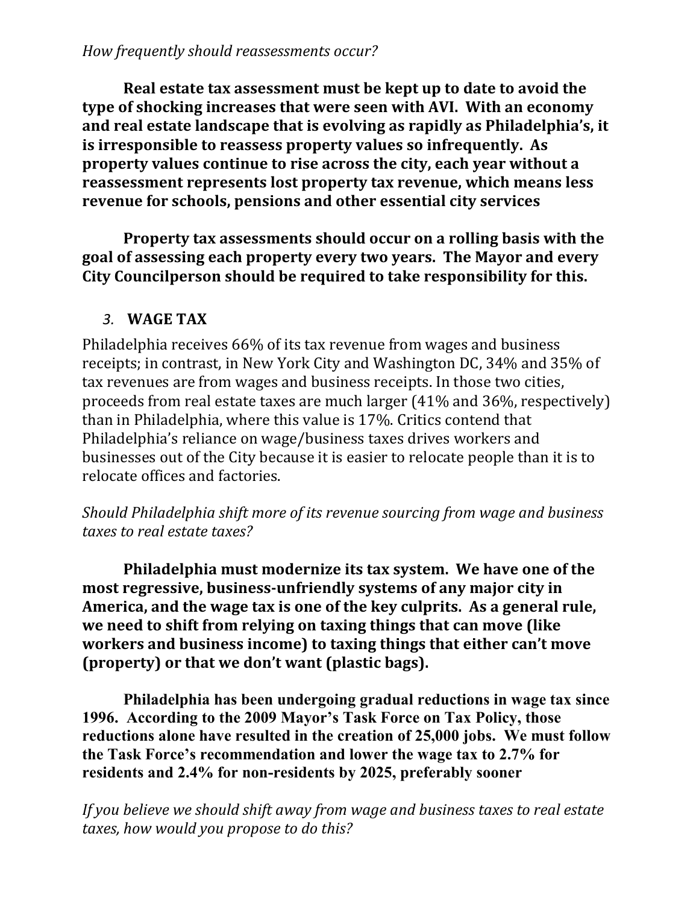*How frequently should reassessments occur?*

**Real estate tax assessment must be kept up to date to avoid the type of shocking increases that were seen with AVI. With an economy and real estate landscape that is evolving as rapidly as Philadelphia's, it is irresponsible to reassess property values so infrequently. As property values continue to rise across the city, each year without a reassessment represents lost property tax revenue, which means less revenue for schools, pensions and other essential city services**

**Property tax assessments should occur on a rolling basis with the goal of assessing each property every two years. The Mayor and every City Councilperson should be required to take responsibility for this.**

## *3.* **WAGE TAX**

Philadelphia receives 66% of its tax revenue from wages and business receipts; in contrast, in New York City and Washington DC, 34% and 35% of tax revenues are from wages and business receipts. In those two cities, proceeds from real estate taxes are much larger (41% and 36%, respectively) than in Philadelphia, where this value is 17%. Critics contend that Philadelphia's reliance on wage/business taxes drives workers and businesses out of the City because it is easier to relocate people than it is to relocate offices and factories.

*Should Philadelphia shift more of its revenue sourcing from wage and business taxes to real estate taxes?*

**Philadelphia must modernize its tax system. We have one of the most regressive, business-unfriendly systems of any major city in America, and the wage tax is one of the key culprits. As a general rule, we need to shift from relying on taxing things that can move (like workers and business income) to taxing things that either can't move (property) or that we don't want (plastic bags).**

**Philadelphia has been undergoing gradual reductions in wage tax since 1996. According to the 2009 Mayor's Task Force on Tax Policy, those reductions alone have resulted in the creation of 25,000 jobs. We must follow the Task Force's recommendation and lower the wage tax to 2.7% for residents and 2.4% for non-residents by 2025, preferably sooner**

*If you believe we should shift away from wage and business taxes to real estate taxes, how would you propose to do this?*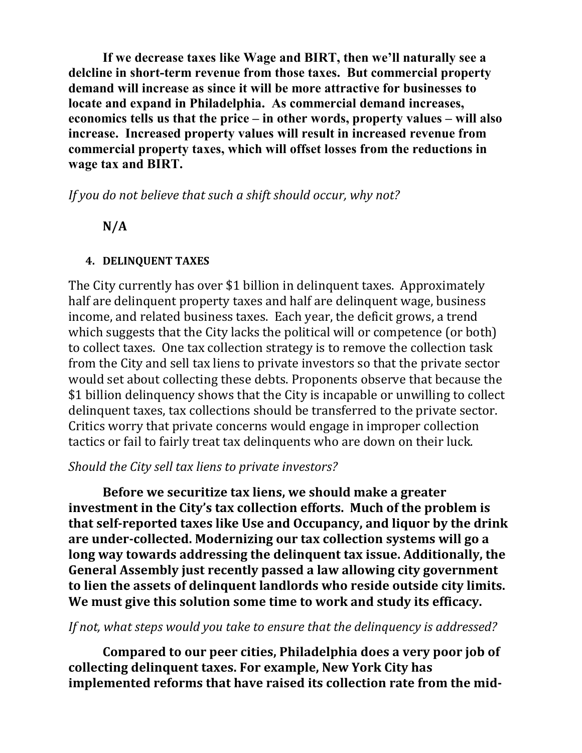**If we decrease taxes like Wage and BIRT, then we'll naturally see a delcline in short-term revenue from those taxes. But commercial property demand will increase as since it will be more attractive for businesses to locate and expand in Philadelphia. As commercial demand increases, economics tells us that the price – in other words, property values – will also increase. Increased property values will result in increased revenue from commercial property taxes, which will offset losses from the reductions in wage tax and BIRT.**

*If you do not believe that such a shift should occur, why not?*

**N/A**

### 4. DELINQUENT TAXES

The City currently has over $1 billion in delinquent taxes. Approximately half are delinquent property taxes and half are delinquent wage, business income, and related business taxes. Each year, the deficit grows, a trend which suggests that the City lacks the political will or competence (or both) to collect taxes. One tax collection strategy is to remove the collection task from the City and sell tax liens to private investors so that the private sector would set about collecting these debts. Proponents observe that because the $1 billion delinquency shows that the City is incapable or unwilling to collect delinquent taxes, tax collections should be transferred to the private sector. Critics worry that private concerns would engage in improper collection tactics or fail to fairly treat tax delinquents who are down on their luck.

*Should the City sell tax liens to private investors?*

**Before we securitize tax liens, we should make a greater investment in the City's tax collection efforts. Much of the problem is that self-reported taxes like Use and Occupancy, and liquor by the drink are under-collected. Modernizing our tax collection systems will go a long way towards addressing the delinquent tax issue. Additionally, the General Assembly just recently passed a law allowing city government to lien the assets of delinquent landlords who reside outside city limits. We must give this solution some time to work and study its efficacy.**

*If not, what steps would you take to ensure that the delinquency is addressed?*

**Compared to our peer cities, Philadelphia does a very poor job of collecting delinquent taxes. For example, New York City has implemented reforms that have raised its collection rate from the mid-**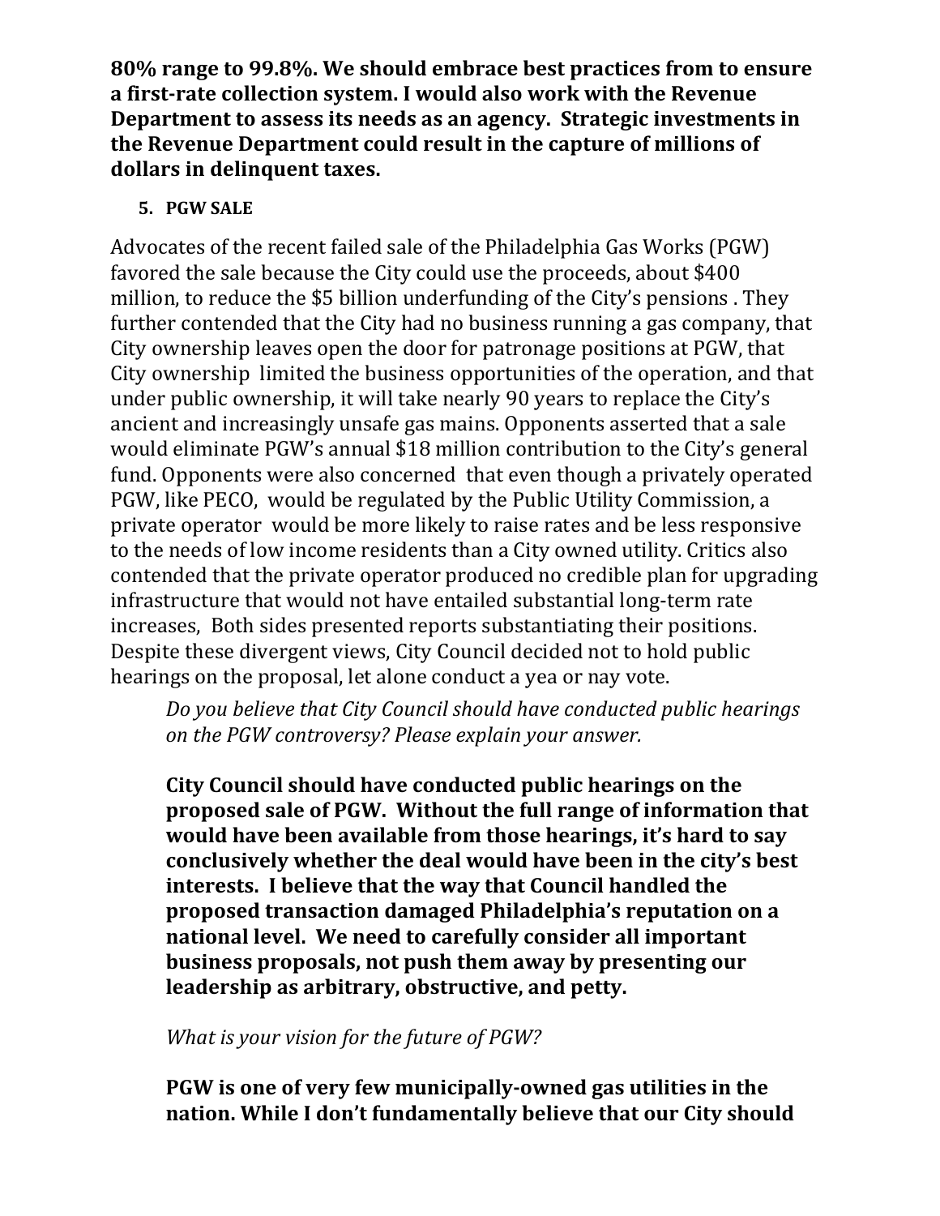**80% range to 99.8%. We should embrace best practices from to ensure a first-rate collection system. I would also work with the Revenue Department to assess its needs as an agency. Strategic investments in the Revenue Department could result in the capture of millions of dollars in delinquent taxes.**

5. **PGW SALE**

Advocates of the recent failed sale of the Philadelphia Gas Works (PGW) favored the sale because the City could use the proceeds, about $400 million, to reduce the $5 billion underfunding of the City's pensions . They further contended that the City had no business running a gas company, that City ownership leaves open the door for patronage positions at PGW, that City ownership limited the business opportunities of the operation, and that under public ownership, it will take nearly 90 years to replace the City's ancient and increasingly unsafe gas mains. Opponents asserted that a sale would eliminate PGW's annual $18 million contribution to the City's general fund. Opponents were also concerned that even though a privately operated PGW, like PECO, would be regulated by the Public Utility Commission, a private operator would be more likely to raise rates and be less responsive to the needs of low income residents than a City owned utility. Critics also contended that the private operator produced no credible plan for upgrading infrastructure that would not have entailed substantial long-term rate increases, Both sides presented reports substantiating their positions. Despite these divergent views, City Council decided not to hold public hearings on the proposal, let alone conduct a yea or nay vote.

*Do you believe that City Council should have conducted public hearings on the PGW controversy? Please explain your answer.*

**City Council should have conducted public hearings on the proposed sale of PGW. Without the full range of information that would have been available from those hearings, it's hard to say conclusively whether the deal would have been in the city's best interests. I believe that the way that Council handled the proposed transaction damaged Philadelphia's reputation on a national level. We need to carefully consider all important business proposals, not push them away by presenting our leadership as arbitrary, obstructive, and petty.**

*What is your vision for the future of PGW?*

**PGW is one of very few municipally-owned gas utilities in the nation. While I don't fundamentally believe that our City should**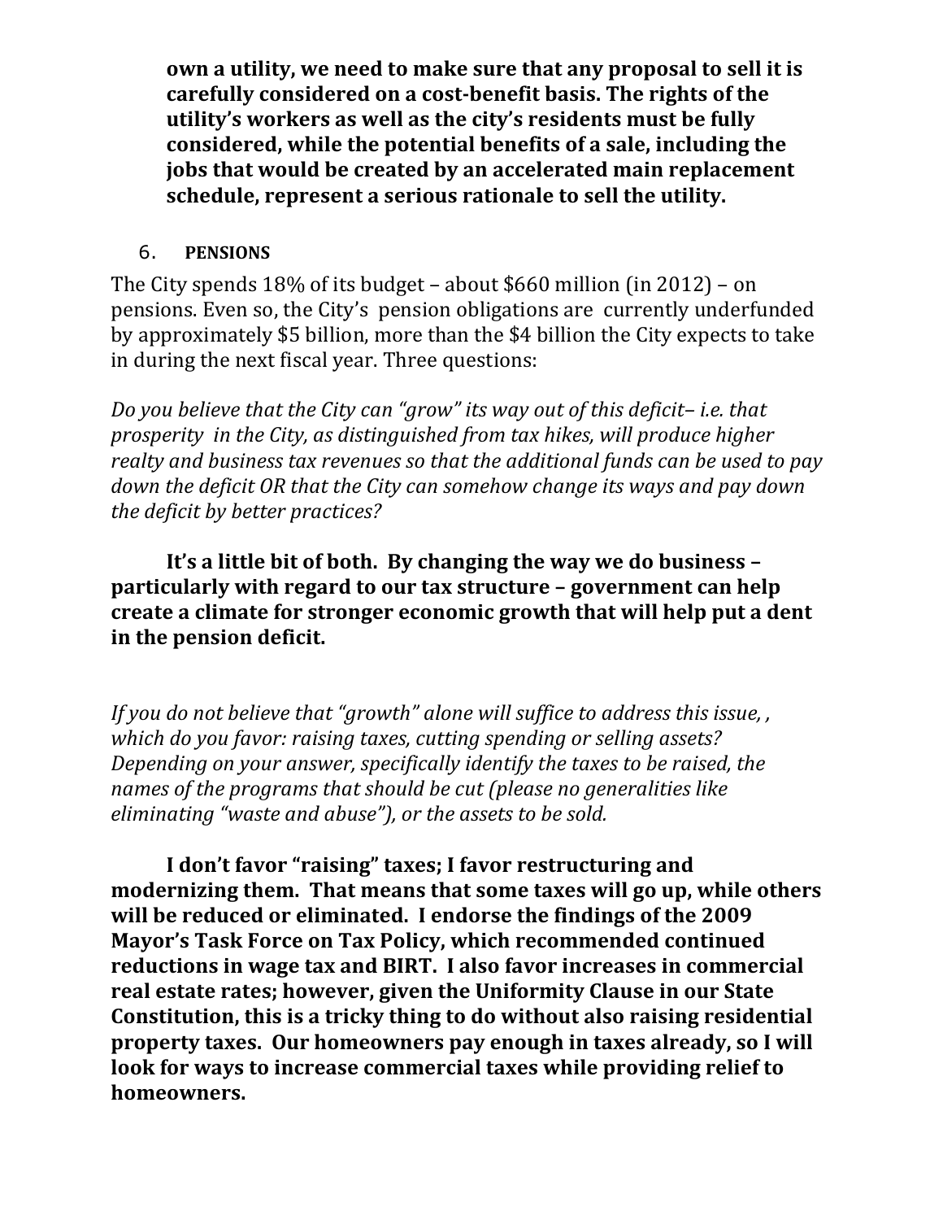**own a utility, we need to make sure that any proposal to sell it is carefully considered on a cost-benefit basis. The rights of the utility's workers as well as the city's residents must be fully considered, while the potential benefits of a sale, including the jobs that would be created by an accelerated main replacement schedule, represent a serious rationale to sell the utility.**

## 6. PENSIONS

The City spends 18% of its budget – about $660 million (in 2012) – on pensions. Even so, the City's pension obligations are currently underfunded by approximately $5 billion, more than the $4 billion the City expects to take in during the next fiscal year. Three questions:

*Do you believe that the City can "grow" its way out of this deficit– i.e. that prosperity in the City, as distinguished from tax hikes, will produce higher realty and business tax revenues so that the additional funds can be used to pay down the deficit OR that the City can somehow change its ways and pay down the deficit by better practices?*

**It's a little bit of both. By changing the way we do business – particularly with regard to our tax structure – government can help create a climate for stronger economic growth that will help put a dent in the pension deficit.**

*If you do not believe that "growth" alone will suffice to address this issue, , which do you favor: raising taxes, cutting spending or selling assets? Depending on your answer, specifically identify the taxes to be raised, the names of the programs that should be cut (please no generalities like eliminating "waste and abuse"), or the assets to be sold.*

**I don't favor "raising" taxes; I favor restructuring and modernizing them. That means that some taxes will go up, while others will be reduced or eliminated. I endorse the findings of the 2009 Mayor's Task Force on Tax Policy, which recommended continued reductions in wage tax and BIRT. I also favor increases in commercial real estate rates; however, given the Uniformity Clause in our State Constitution, this is a tricky thing to do without also raising residential property taxes. Our homeowners pay enough in taxes already, so I will look for ways to increase commercial taxes while providing relief to homeowners.**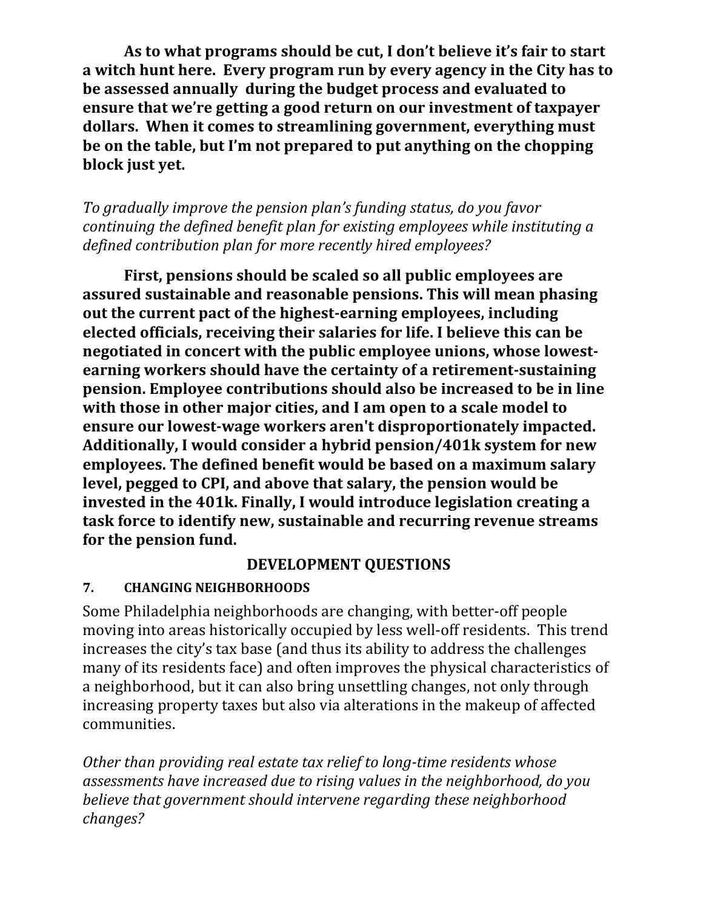**As to what programs should be cut, I don't believe it's fair to start a witch hunt here. Every program run by every agency in the City has to be assessed annually during the budget process and evaluated to ensure that we're getting a good return on our investment of taxpayer dollars. When it comes to streamlining government, everything must be on the table, but I'm not prepared to put anything on the chopping block just yet.**

*To gradually improve the pension plan's funding status, do you favor continuing the defined benefit plan for existing employees while instituting a defined contribution plan for more recently hired employees?*

**First, pensions should be scaled so all public employees are assured sustainable and reasonable pensions. This will mean phasing out the current pact of the highest-earning employees, including elected officials, receiving their salaries for life. I believe this can be negotiated in concert with the public employee unions, whose lowest-earning workers should have the certainty of a retirement-sustaining pension. Employee contributions should also be increased to be in line with those in other major cities, and I am open to a scale model to ensure our lowest-wage workers aren't disproportionately impacted. Additionally, I would consider a hybrid pension/401k system for new employees. The defined benefit would be based on a maximum salary level, pegged to CPI, and above that salary, the pension would be invested in the 401k. Finally, I would introduce legislation creating a task force to identify new, sustainable and recurring revenue streams for the pension fund.**

## DEVELOPMENT QUESTIONS

### 7. CHANGING NEIGHBORHOODS

Some Philadelphia neighborhoods are changing, with better-off people moving into areas historically occupied by less well-off residents. This trend increases the city's tax base (and thus its ability to address the challenges many of its residents face) and often improves the physical characteristics of a neighborhood, but it can also bring unsettling changes, not only through increasing property taxes but also via alterations in the makeup of affected communities.

*Other than providing real estate tax relief to long-time residents whose assessments have increased due to rising values in the neighborhood, do you believe that government should intervene regarding these neighborhood changes?*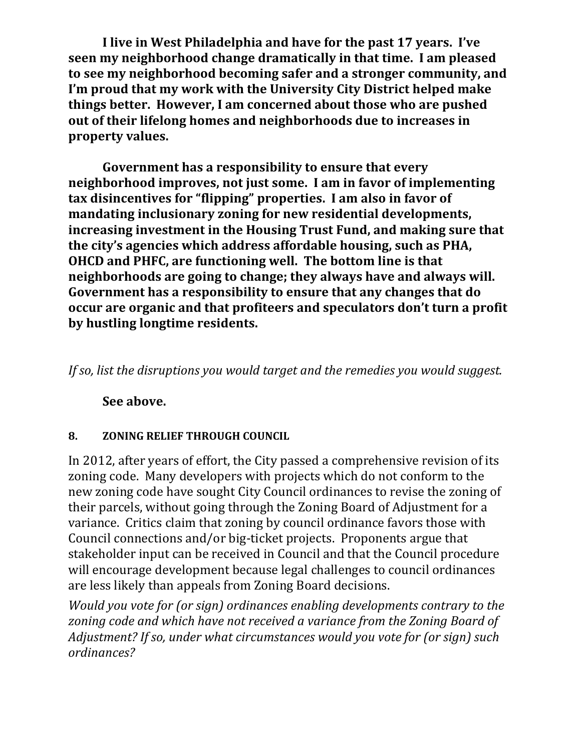**I live in West Philadelphia and have for the past 17 years. I've seen my neighborhood change dramatically in that time. I am pleased to see my neighborhood becoming safer and a stronger community, and I'm proud that my work with the University City District helped make things better. However, I am concerned about those who are pushed out of their lifelong homes and neighborhoods due to increases in property values.**

**Government has a responsibility to ensure that every neighborhood improves, not just some. I am in favor of implementing tax disincentives for "flipping" properties. I am also in favor of mandating inclusionary zoning for new residential developments, increasing investment in the Housing Trust Fund, and making sure that the city's agencies which address affordable housing, such as PHA, OHCD and PHFC, are functioning well. The bottom line is that neighborhoods are going to change; they always have and always will. Government has a responsibility to ensure that any changes that do occur are organic and that profiteers and speculators don't turn a profit by hustling longtime residents.**

*If so, list the disruptions you would target and the remedies you would suggest.*

**See above.**

## 8. ZONING RELIEF THROUGH COUNCIL

In 2012, after years of effort, the City passed a comprehensive revision of its zoning code. Many developers with projects which do not conform to the new zoning code have sought City Council ordinances to revise the zoning of their parcels, without going through the Zoning Board of Adjustment for a variance. Critics claim that zoning by council ordinance favors those with Council connections and/or big-ticket projects. Proponents argue that stakeholder input can be received in Council and that the Council procedure will encourage development because legal challenges to council ordinances are less likely than appeals from Zoning Board decisions.

*Would you vote for (or sign) ordinances enabling developments contrary to the zoning code and which have not received a variance from the Zoning Board of Adjustment? If so, under what circumstances would you vote for (or sign) such ordinances?*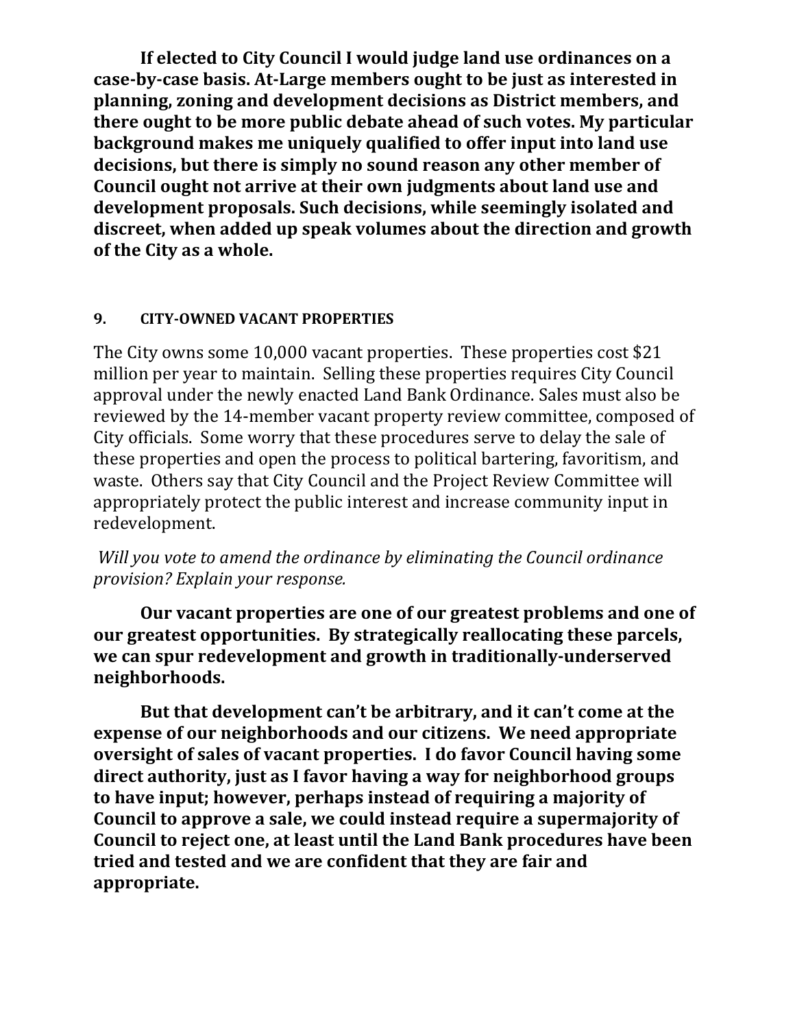**If elected to City Council I would judge land use ordinances on a case-by-case basis. At-Large members ought to be just as interested in planning, zoning and development decisions as District members, and there ought to be more public debate ahead of such votes. My particular background makes me uniquely qualified to offer input into land use decisions, but there is simply no sound reason any other member of Council ought not arrive at their own judgments about land use and development proposals. Such decisions, while seemingly isolated and discreet, when added up speak volumes about the direction and growth of the City as a whole.**

### 9. CITY-OWNED VACANT PROPERTIES

The City owns some 10,000 vacant properties. These properties cost $21 million per year to maintain. Selling these properties requires City Council approval under the newly enacted Land Bank Ordinance. Sales must also be reviewed by the 14-member vacant property review committee, composed of City officials. Some worry that these procedures serve to delay the sale of these properties and open the process to political bartering, favoritism, and waste. Others say that City Council and the Project Review Committee will appropriately protect the public interest and increase community input in redevelopment.

*Will you vote to amend the ordinance by eliminating the Council ordinance provision? Explain your response.*

**Our vacant properties are one of our greatest problems and one of our greatest opportunities. By strategically reallocating these parcels, we can spur redevelopment and growth in traditionally-underserved neighborhoods.**

**But that development can't be arbitrary, and it can't come at the expense of our neighborhoods and our citizens. We need appropriate oversight of sales of vacant properties. I do favor Council having some direct authority, just as I favor having a way for neighborhood groups to have input; however, perhaps instead of requiring a majority of Council to approve a sale, we could instead require a supermajority of Council to reject one, at least until the Land Bank procedures have been tried and tested and we are confident that they are fair and appropriate.**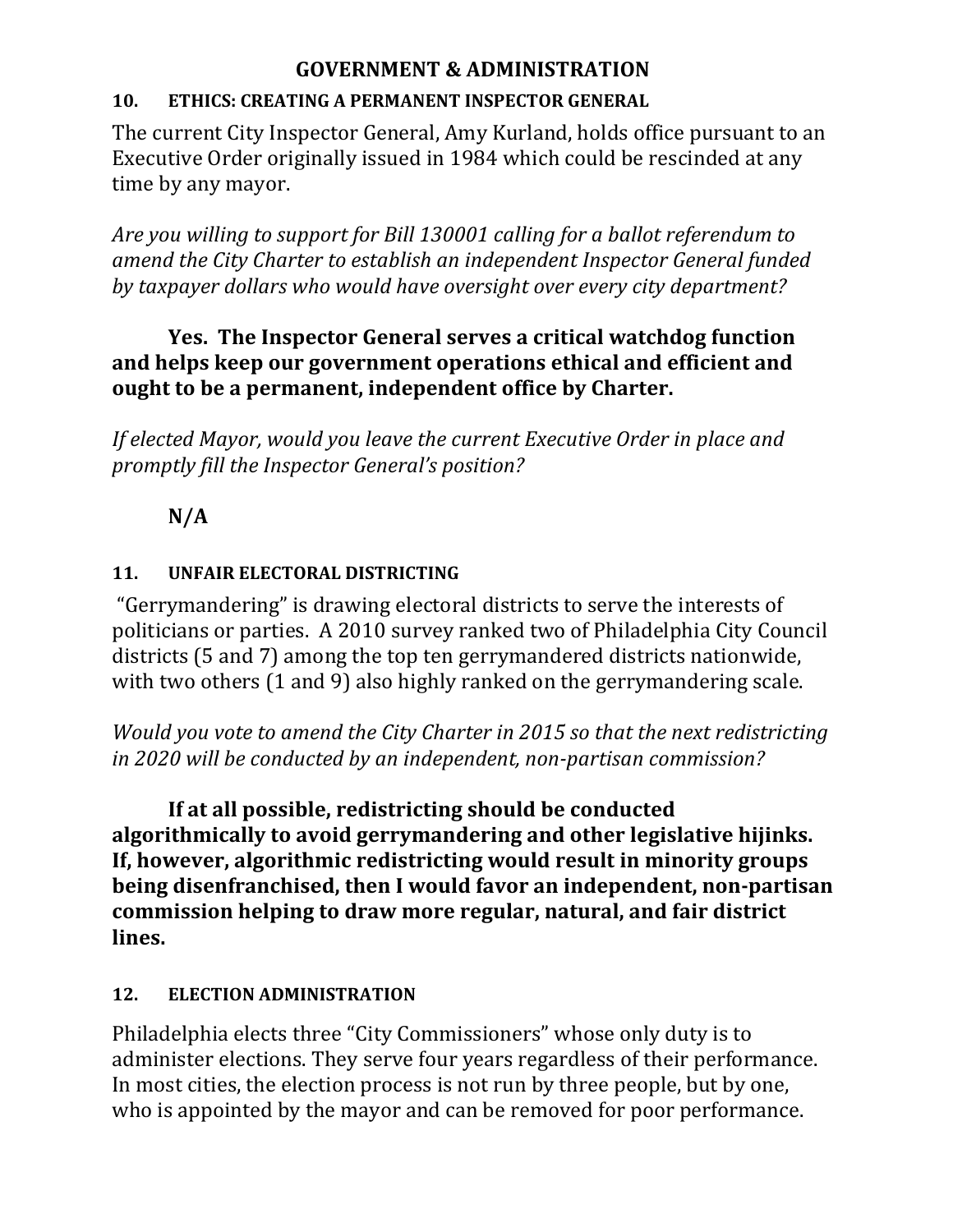## GOVERNMENT & ADMINISTRATION

### 10. ETHICS: CREATING A PERMANENT INSPECTOR GENERAL

The current City Inspector General, Amy Kurland, holds office pursuant to an Executive Order originally issued in 1984 which could be rescinded at any time by any mayor.

*Are you willing to support for Bill 130001 calling for a ballot referendum to amend the City Charter to establish an independent Inspector General funded by taxpayer dollars who would have oversight over every city department?*

**Yes. The Inspector General serves a critical watchdog function and helps keep our government operations ethical and efficient and ought to be a permanent, independent office by Charter.**

*If elected Mayor, would you leave the current Executive Order in place and promptly fill the Inspector General's position?*

**N/A**

### 11. UNFAIR ELECTORAL DISTRICTING

"Gerrymandering" is drawing electoral districts to serve the interests of politicians or parties. A 2010 survey ranked two of Philadelphia City Council districts (5 and 7) among the top ten gerrymandered districts nationwide, with two others (1 and 9) also highly ranked on the gerrymandering scale.

*Would you vote to amend the City Charter in 2015 so that the next redistricting in 2020 will be conducted by an independent, non-partisan commission?*

**If at all possible, redistricting should be conducted algorithmically to avoid gerrymandering and other legislative hijinks. If, however, algorithmic redistricting would result in minority groups being disenfranchised, then I would favor an independent, non-partisan commission helping to draw more regular, natural, and fair district lines.**

### 12. ELECTION ADMINISTRATION

Philadelphia elects three "City Commissioners" whose only duty is to administer elections. They serve four years regardless of their performance. In most cities, the election process is not run by three people, but by one, who is appointed by the mayor and can be removed for poor performance.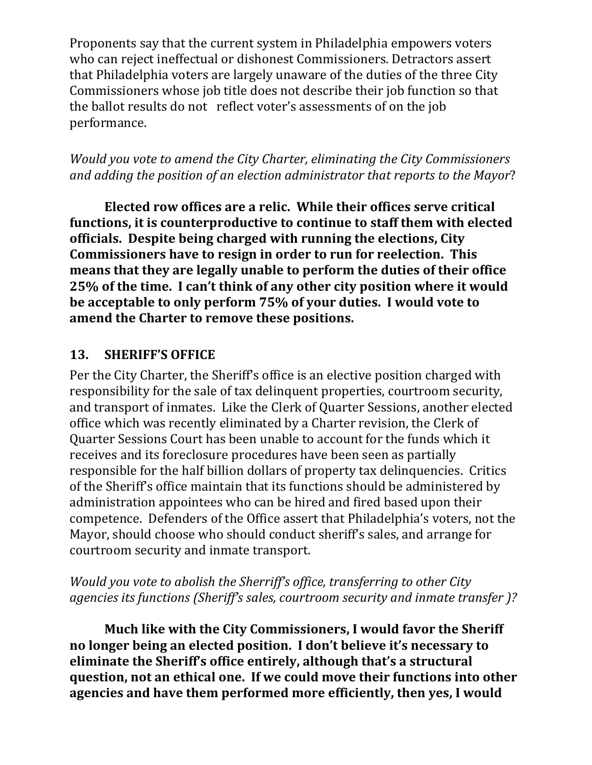Proponents say that the current system in Philadelphia empowers voters who can reject ineffectual or dishonest Commissioners. Detractors assert that Philadelphia voters are largely unaware of the duties of the three City Commissioners whose job title does not describe their job function so that the ballot results do not reflect voter's assessments of on the job performance.

*Would you vote to amend the City Charter, eliminating the City Commissioners and adding the position of an election administrator that reports to the Mayor*?

**Elected row offices are a relic. While their offices serve critical functions, it is counterproductive to continue to staff them with elected officials. Despite being charged with running the elections, City Commissioners have to resign in order to run for reelection. This means that they are legally unable to perform the duties of their office 25% of the time. I can't think of any other city position where it would be acceptable to only perform 75% of your duties. I would vote to amend the Charter to remove these positions.**

## 13. SHERIFF'S OFFICE

Per the City Charter, the Sheriff's office is an elective position charged with responsibility for the sale of tax delinquent properties, courtroom security, and transport of inmates. Like the Clerk of Quarter Sessions, another elected office which was recently eliminated by a Charter revision, the Clerk of Quarter Sessions Court has been unable to account for the funds which it receives and its foreclosure procedures have been seen as partially responsible for the half billion dollars of property tax delinquencies. Critics of the Sheriff's office maintain that its functions should be administered by administration appointees who can be hired and fired based upon their competence. Defenders of the Office assert that Philadelphia's voters, not the Mayor, should choose who should conduct sheriff's sales, and arrange for courtroom security and inmate transport.

*Would you vote to abolish the Sherriff's office, transferring to other City agencies its functions (Sheriff's sales, courtroom security and inmate transfer )?*

**Much like with the City Commissioners, I would favor the Sheriff no longer being an elected position. I don't believe it's necessary to eliminate the Sheriff's office entirely, although that's a structural question, not an ethical one. If we could move their functions into other agencies and have them performed more efficiently, then yes, I would**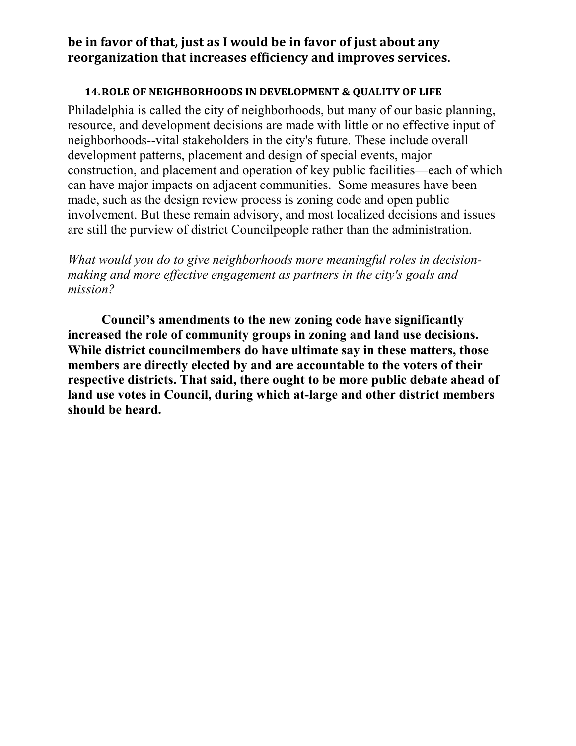**be in favor of that, just as I would be in favor of just about any reorganization that increases efficiency and improves services.**

### 14. ROLE OF NEIGHBORHOODS IN DEVELOPMENT & QUALITY OF LIFE

Philadelphia is called the city of neighborhoods, but many of our basic planning, resource, and development decisions are made with little or no effective input of neighborhoods--vital stakeholders in the city's future. These include overall development patterns, placement and design of special events, major construction, and placement and operation of key public facilities—each of which can have major impacts on adjacent communities. Some measures have been made, such as the design review process is zoning code and open public involvement. But these remain advisory, and most localized decisions and issues are still the purview of district Councilpeople rather than the administration.

*What would you do to give neighborhoods more meaningful roles in decision-making and more effective engagement as partners in the city's goals and mission?*

**Council's amendments to the new zoning code have significantly increased the role of community groups in zoning and land use decisions. While district councilmembers do have ultimate say in these matters, those members are directly elected by and are accountable to the voters of their respective districts. That said, there ought to be more public debate ahead of land use votes in Council, during which at-large and other district members should be heard.**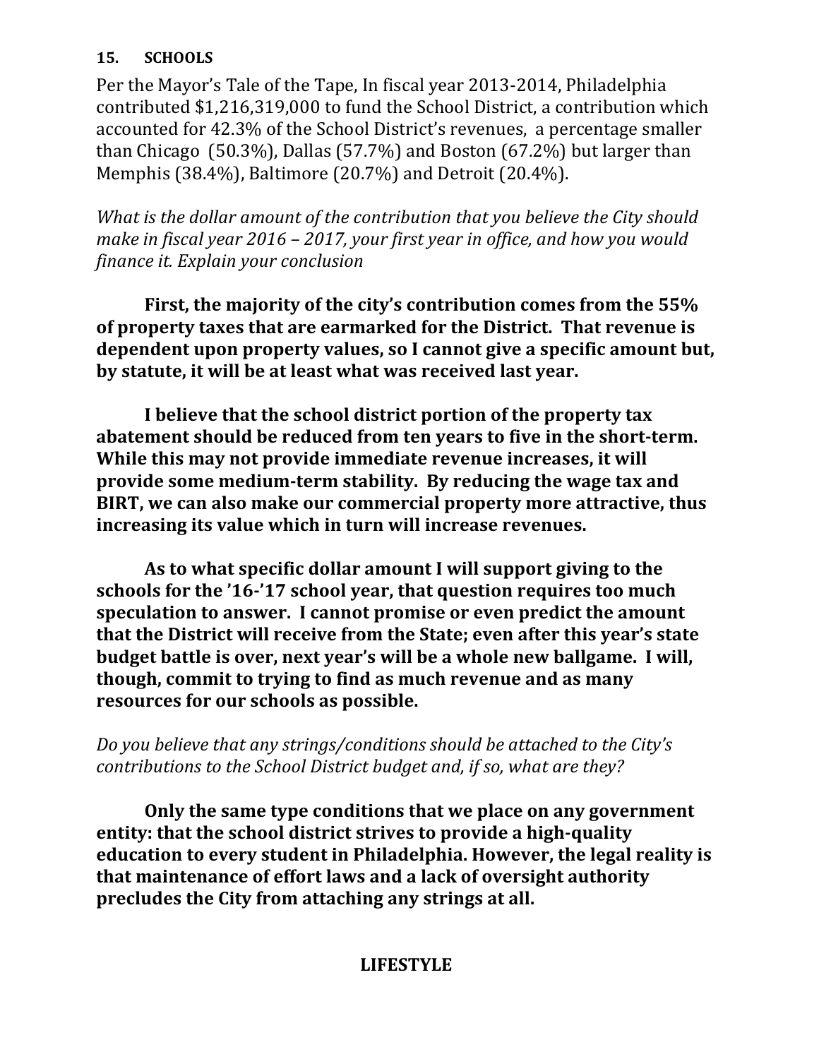## 15. SCHOOLS

Per the Mayor's Tale of the Tape, In fiscal year 2013-2014, Philadelphia contributed $1,216,319,000 to fund the School District, a contribution which accounted for 42.3% of the School District's revenues, a percentage smaller than Chicago (50.3%), Dallas (57.7%) and Boston (67.2%) but larger than Memphis (38.4%), Baltimore (20.7%) and Detroit (20.4%).

*What is the dollar amount of the contribution that you believe the City should make in fiscal year 2016 – 2017, your first year in office, and how you would finance it. Explain your conclusion*

**First, the majority of the city's contribution comes from the 55% of property taxes that are earmarked for the District. That revenue is dependent upon property values, so I cannot give a specific amount but, by statute, it will be at least what was received last year.**

**I believe that the school district portion of the property tax abatement should be reduced from ten years to five in the short-term. While this may not provide immediate revenue increases, it will provide some medium-term stability. By reducing the wage tax and BIRT, we can also make our commercial property more attractive, thus increasing its value which in turn will increase revenues.**

**As to what specific dollar amount I will support giving to the schools for the '16-'17 school year, that question requires too much speculation to answer. I cannot promise or even predict the amount that the District will receive from the State; even after this year's state budget battle is over, next year's will be a whole new ballgame. I will, though, commit to trying to find as much revenue and as many resources for our schools as possible.**

*Do you believe that any strings/conditions should be attached to the City's contributions to the School District budget and, if so, what are they?*

**Only the same type conditions that we place on any government entity: that the school district strives to provide a high-quality education to every student in Philadelphia. However, the legal reality is that maintenance of effort laws and a lack of oversight authority precludes the City from attaching any strings at all.**

## LIFESTYLE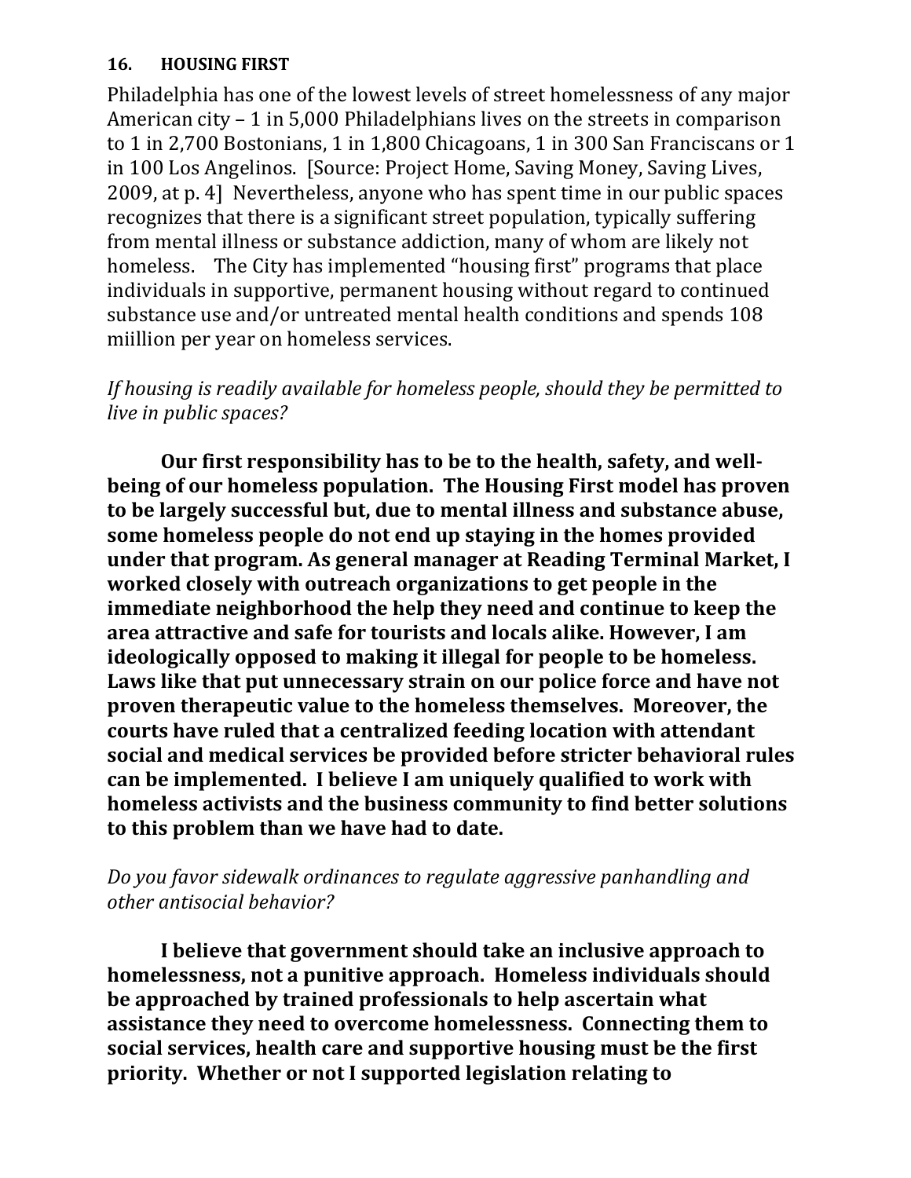**16. HOUSING FIRST**

Philadelphia has one of the lowest levels of street homelessness of any major American city – 1 in 5,000 Philadelphians lives on the streets in comparison to 1 in 2,700 Bostonians, 1 in 1,800 Chicagoans, 1 in 300 San Franciscans or 1 in 100 Los Angelinos. [Source: Project Home, Saving Money, Saving Lives, 2009, at p. 4] Nevertheless, anyone who has spent time in our public spaces recognizes that there is a significant street population, typically suffering from mental illness or substance addiction, many of whom are likely not homeless. The City has implemented "housing first" programs that place individuals in supportive, permanent housing without regard to continued substance use and/or untreated mental health conditions and spends 108 miillion per year on homeless services.

*If housing is readily available for homeless people, should they be permitted to live in public spaces?*

**Our first responsibility has to be to the health, safety, and well-being of our homeless population. The Housing First model has proven to be largely successful but, due to mental illness and substance abuse, some homeless people do not end up staying in the homes provided under that program. As general manager at Reading Terminal Market, I worked closely with outreach organizations to get people in the immediate neighborhood the help they need and continue to keep the area attractive and safe for tourists and locals alike. However, I am ideologically opposed to making it illegal for people to be homeless. Laws like that put unnecessary strain on our police force and have not proven therapeutic value to the homeless themselves. Moreover, the courts have ruled that a centralized feeding location with attendant social and medical services be provided before stricter behavioral rules can be implemented. I believe I am uniquely qualified to work with homeless activists and the business community to find better solutions to this problem than we have had to date.**

*Do you favor sidewalk ordinances to regulate aggressive panhandling and other antisocial behavior?*

**I believe that government should take an inclusive approach to homelessness, not a punitive approach. Homeless individuals should be approached by trained professionals to help ascertain what assistance they need to overcome homelessness. Connecting them to social services, health care and supportive housing must be the first priority. Whether or not I supported legislation relating to**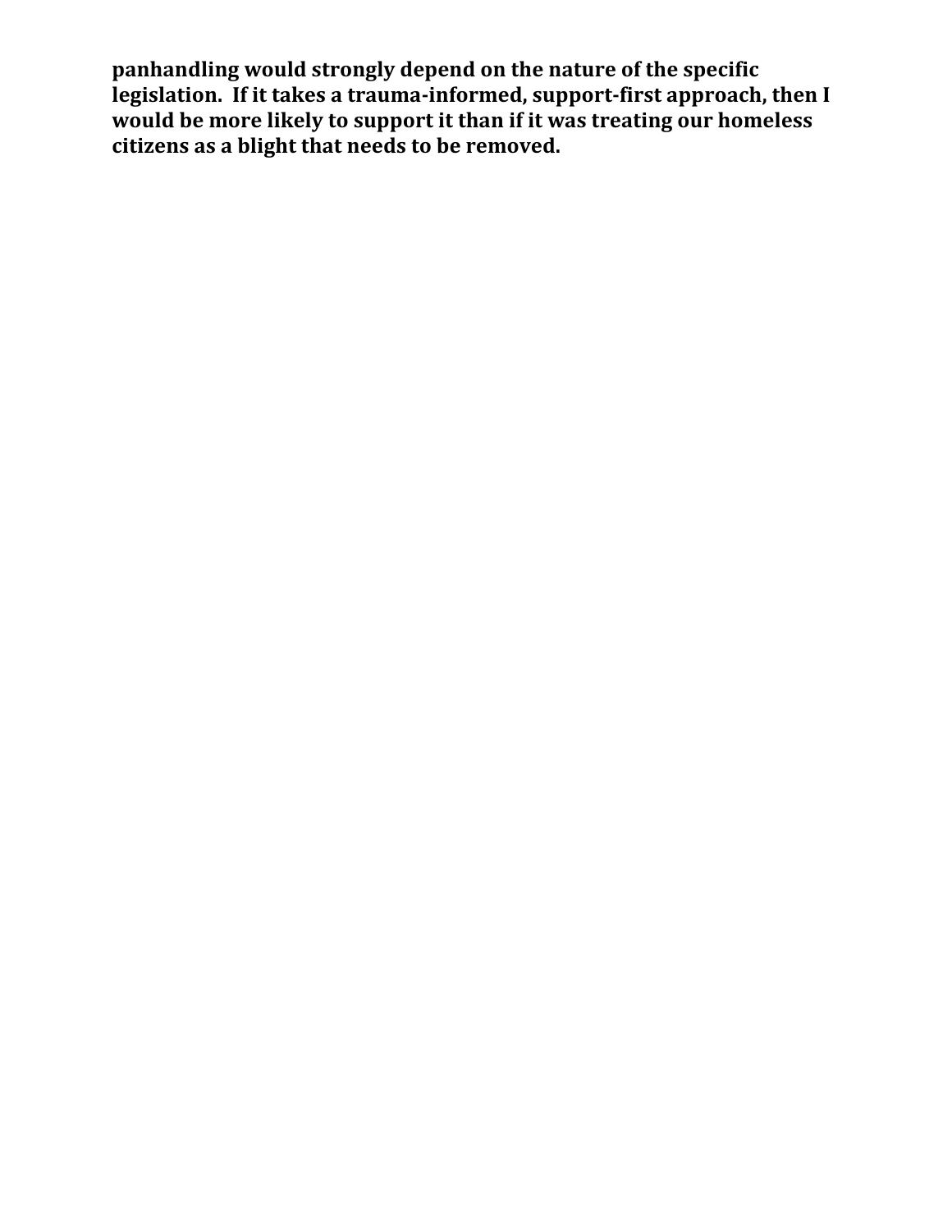**panhandling would strongly depend on the nature of the specific legislation. If it takes a trauma-informed, support-first approach, then I would be more likely to support it than if it was treating our homeless citizens as a blight that needs to be removed.**